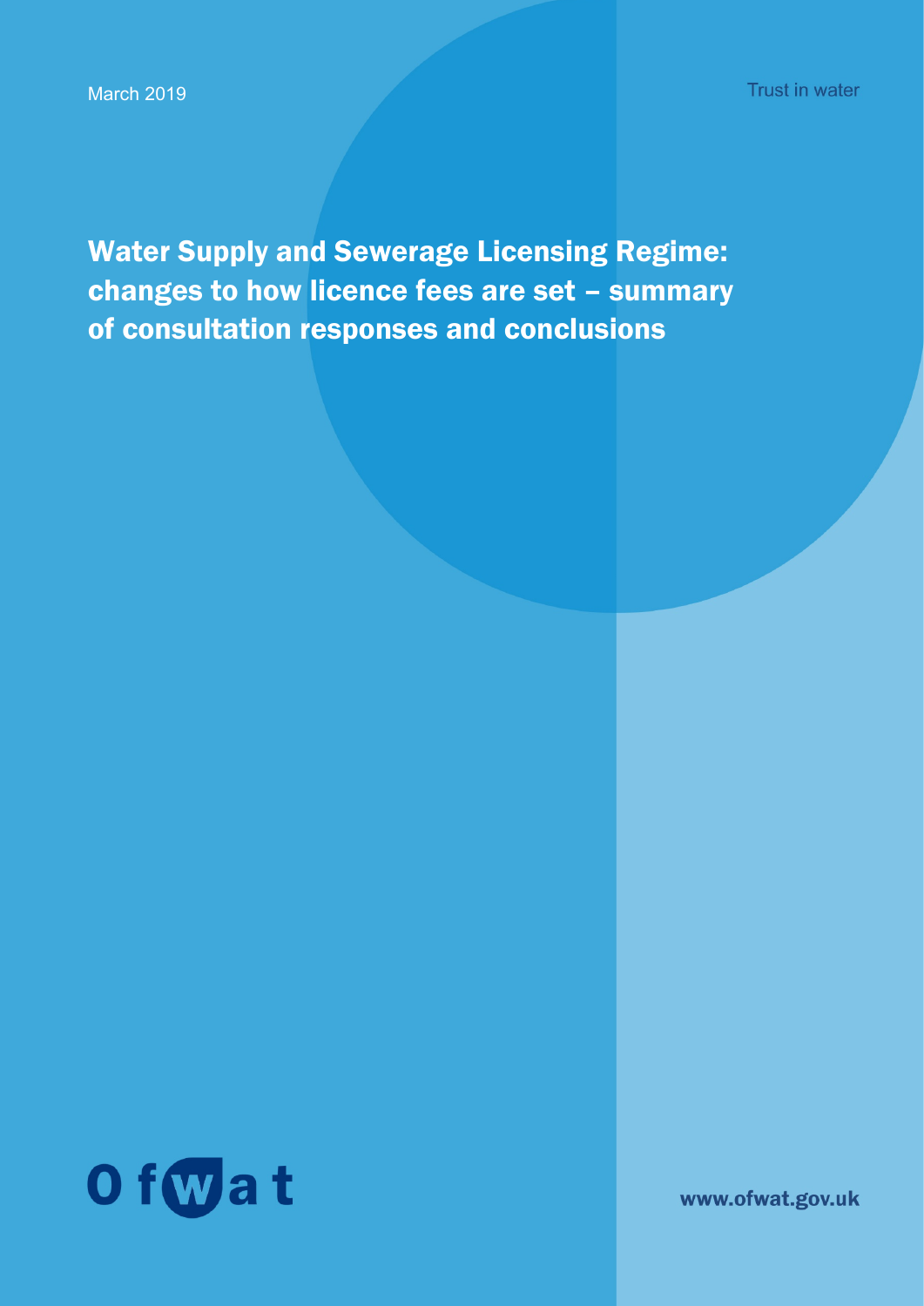March 2019

Trust in water

# Water Supply and Sewerage Licensing Regime: changes to how licence fees are set – summary of consultation responses and conclusions

Ofwat

www.ofwat.gov.uk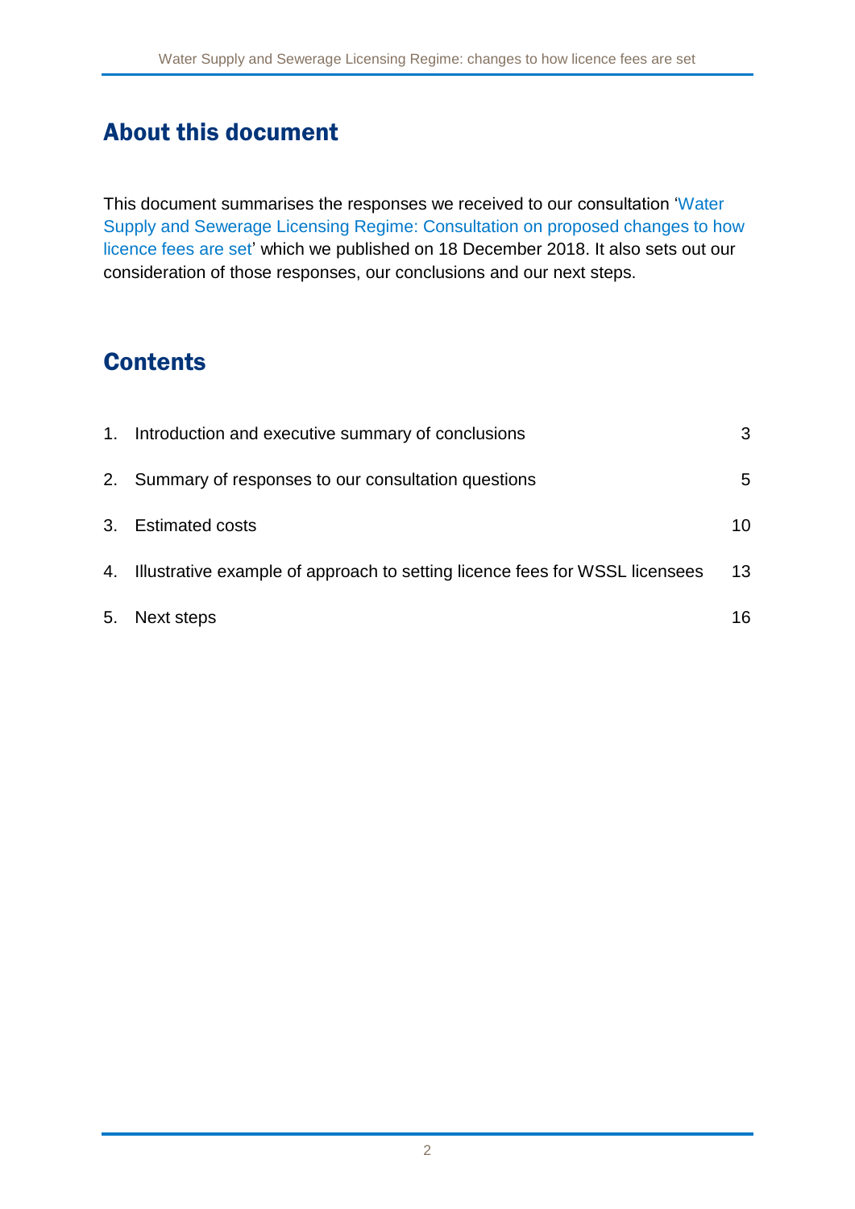## About this document

This document summarises the responses we received to our consultation 'Water Supply and Sewerage Licensing Regime: Consultation on proposed changes to how licence fees are set' which we published on 18 December 2018. It also sets out our consideration of those responses, our conclusions and our next steps.

## Contents

| | | |
|---|---|---|
| 1. | Introduction and executive summary of conclusions | 3 |
| 2. | Summary of responses to our consultation questions | 5 |
| 3. | Estimated costs | 10 |
| 4. | Illustrative example of approach to setting licence fees for WSSL licensees | 13 |
| 5. | Next steps | 16 |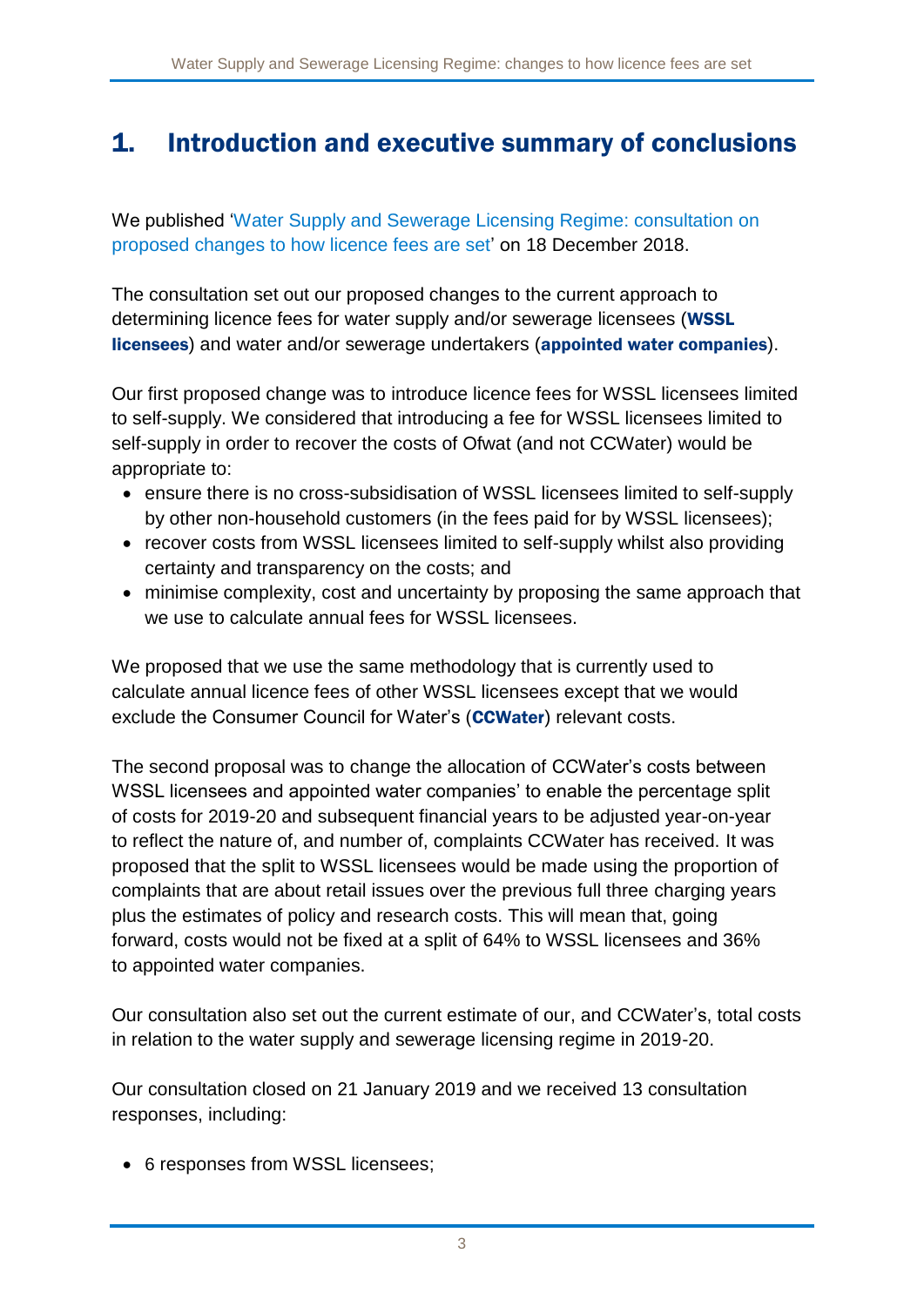# 1. Introduction and executive summary of conclusions

We published 'Water Supply and Sewerage Licensing Regime: consultation on proposed changes to how licence fees are set' on 18 December 2018.

The consultation set out our proposed changes to the current approach to determining licence fees for water supply and/or sewerage licensees (**WSSL licensees**) and water and/or sewerage undertakers (**appointed water companies**).

Our first proposed change was to introduce licence fees for WSSL licensees limited to self-supply. We considered that introducing a fee for WSSL licensees limited to self-supply in order to recover the costs of Ofwat (and not CCWater) would be appropriate to:

- ensure there is no cross-subsidisation of WSSL licensees limited to self-supply by other non-household customers (in the fees paid for by WSSL licensees);
- recover costs from WSSL licensees limited to self-supply whilst also providing certainty and transparency on the costs; and
- minimise complexity, cost and uncertainty by proposing the same approach that we use to calculate annual fees for WSSL licensees.

We proposed that we use the same methodology that is currently used to calculate annual licence fees of other WSSL licensees except that we would exclude the Consumer Council for Water's (**CCWater**) relevant costs.

The second proposal was to change the allocation of CCWater's costs between WSSL licensees and appointed water companies' to enable the percentage split of costs for 2019-20 and subsequent financial years to be adjusted year-on-year to reflect the nature of, and number of, complaints CCWater has received. It was proposed that the split to WSSL licensees would be made using the proportion of complaints that are about retail issues over the previous full three charging years plus the estimates of policy and research costs. This will mean that, going forward, costs would not be fixed at a split of 64% to WSSL licensees and 36% to appointed water companies.

Our consultation also set out the current estimate of our, and CCWater's, total costs in relation to the water supply and sewerage licensing regime in 2019-20.

Our consultation closed on 21 January 2019 and we received 13 consultation responses, including:

- 6 responses from WSSL licensees;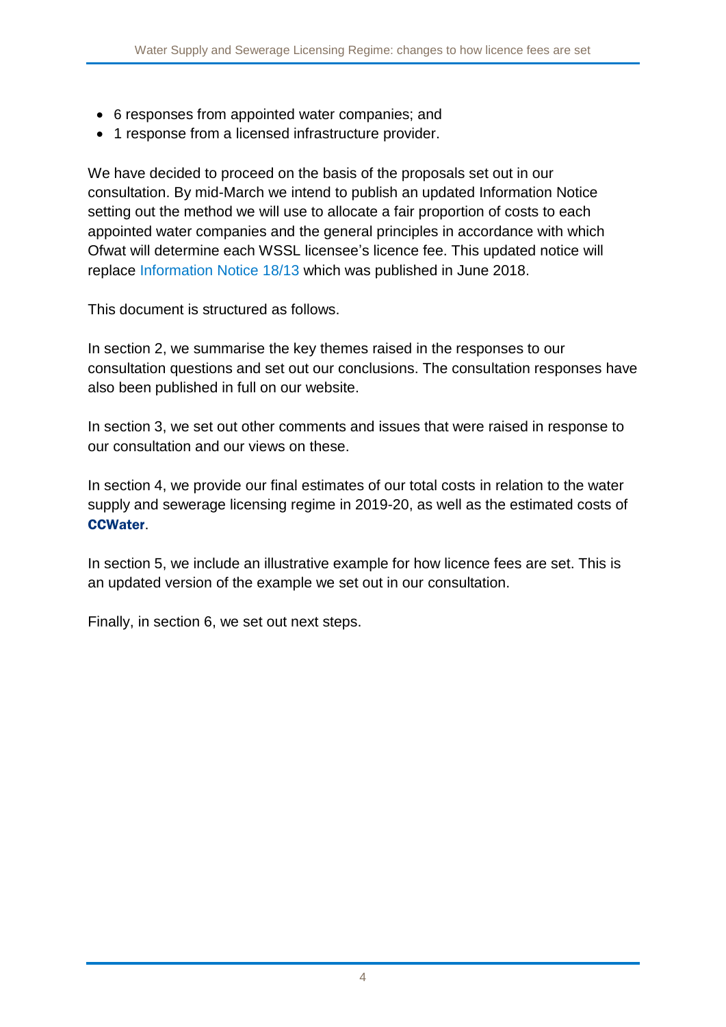- 6 responses from appointed water companies; and
- 1 response from a licensed infrastructure provider.

We have decided to proceed on the basis of the proposals set out in our consultation. By mid-March we intend to publish an updated Information Notice setting out the method we will use to allocate a fair proportion of costs to each appointed water companies and the general principles in accordance with which Ofwat will determine each WSSL licensee's licence fee. This updated notice will replace Information Notice 18/13 which was published in June 2018.

This document is structured as follows.

In section 2, we summarise the key themes raised in the responses to our consultation questions and set out our conclusions. The consultation responses have also been published in full on our website.

In section 3, we set out other comments and issues that were raised in response to our consultation and our views on these.

In section 4, we provide our final estimates of our total costs in relation to the water supply and sewerage licensing regime in 2019-20, as well as the estimated costs of **CCWater**.

In section 5, we include an illustrative example for how licence fees are set. This is an updated version of the example we set out in our consultation.

Finally, in section 6, we set out next steps.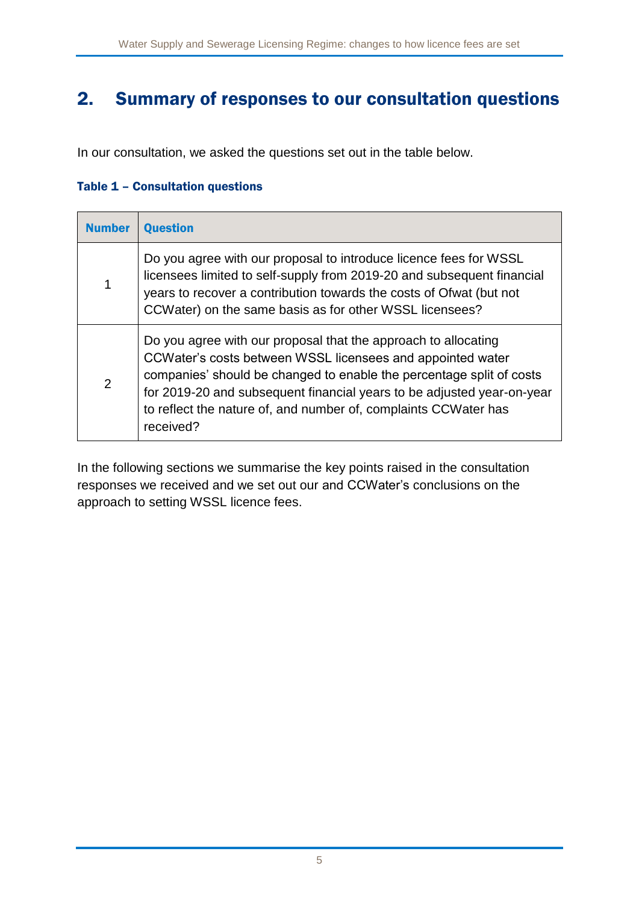## 2. Summary of responses to our consultation questions

In our consultation, we asked the questions set out in the table below.

**Table 1 – Consultation questions**

| Number | Question |
|---|---|
| 1 | Do you agree with our proposal to introduce licence fees for WSSL licensees limited to self-supply from 2019-20 and subsequent financial years to recover a contribution towards the costs of Ofwat (but not CCWater) on the same basis as for other WSSL licensees? |
| 2 | Do you agree with our proposal that the approach to allocating CCWater's costs between WSSL licensees and appointed water companies' should be changed to enable the percentage split of costs for 2019-20 and subsequent financial years to be adjusted year-on-year to reflect the nature of, and number of, complaints CCWater has received? |

In the following sections we summarise the key points raised in the consultation responses we received and we set out our and CCWater's conclusions on the approach to setting WSSL licence fees.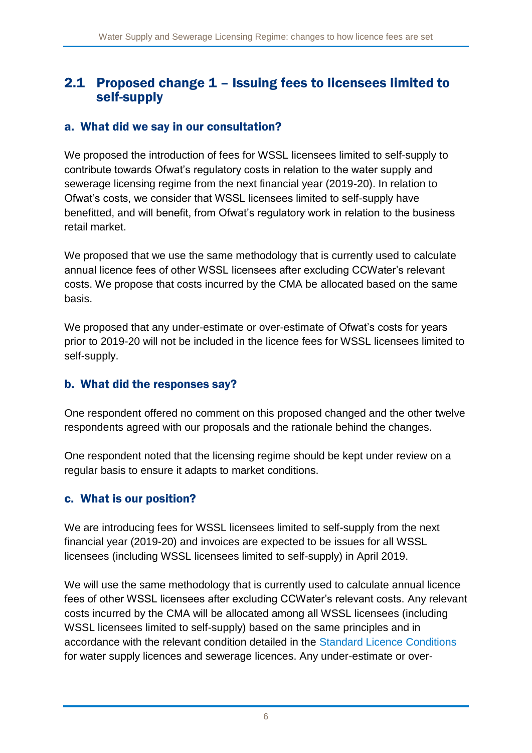## 2.1 Proposed change 1 – Issuing fees to licensees limited to self-supply

### a. What did we say in our consultation?

We proposed the introduction of fees for WSSL licensees limited to self-supply to contribute towards Ofwat's regulatory costs in relation to the water supply and sewerage licensing regime from the next financial year (2019-20). In relation to Ofwat's costs, we consider that WSSL licensees limited to self-supply have benefitted, and will benefit, from Ofwat's regulatory work in relation to the business retail market.

We proposed that we use the same methodology that is currently used to calculate annual licence fees of other WSSL licensees after excluding CCWater's relevant costs. We propose that costs incurred by the CMA be allocated based on the same basis.

We proposed that any under-estimate or over-estimate of Ofwat's costs for years prior to 2019-20 will not be included in the licence fees for WSSL licensees limited to self-supply.

### b. What did the responses say?

One respondent offered no comment on this proposed changed and the other twelve respondents agreed with our proposals and the rationale behind the changes.

One respondent noted that the licensing regime should be kept under review on a regular basis to ensure it adapts to market conditions.

### c. What is our position?

We are introducing fees for WSSL licensees limited to self-supply from the next financial year (2019-20) and invoices are expected to be issues for all WSSL licensees (including WSSL licensees limited to self-supply) in April 2019.

We will use the same methodology that is currently used to calculate annual licence fees of other WSSL licensees after excluding CCWater's relevant costs. Any relevant costs incurred by the CMA will be allocated among all WSSL licensees (including WSSL licensees limited to self-supply) based on the same principles and in accordance with the relevant condition detailed in the Standard Licence Conditions for water supply licences and sewerage licences. Any under-estimate or over-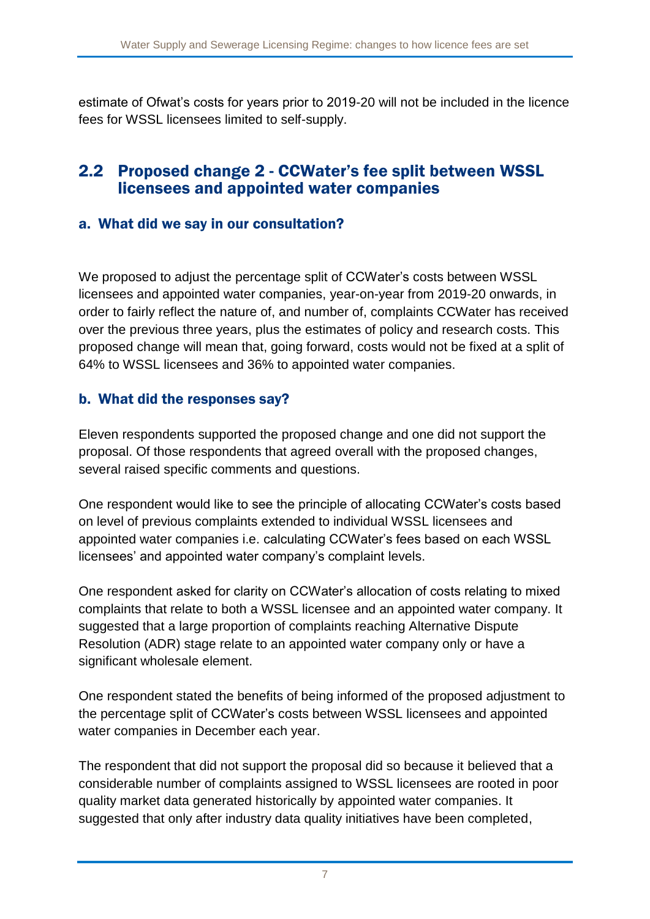estimate of Ofwat's costs for years prior to 2019-20 will not be included in the licence fees for WSSL licensees limited to self-supply.

## 2.2 Proposed change 2 - CCWater's fee split between WSSL licensees and appointed water companies

### a. What did we say in our consultation?

We proposed to adjust the percentage split of CCWater's costs between WSSL licensees and appointed water companies, year-on-year from 2019-20 onwards, in order to fairly reflect the nature of, and number of, complaints CCWater has received over the previous three years, plus the estimates of policy and research costs. This proposed change will mean that, going forward, costs would not be fixed at a split of 64% to WSSL licensees and 36% to appointed water companies.

### b. What did the responses say?

Eleven respondents supported the proposed change and one did not support the proposal. Of those respondents that agreed overall with the proposed changes, several raised specific comments and questions.

One respondent would like to see the principle of allocating CCWater's costs based on level of previous complaints extended to individual WSSL licensees and appointed water companies i.e. calculating CCWater's fees based on each WSSL licensees' and appointed water company's complaint levels.

One respondent asked for clarity on CCWater's allocation of costs relating to mixed complaints that relate to both a WSSL licensee and an appointed water company. It suggested that a large proportion of complaints reaching Alternative Dispute Resolution (ADR) stage relate to an appointed water company only or have a significant wholesale element.

One respondent stated the benefits of being informed of the proposed adjustment to the percentage split of CCWater's costs between WSSL licensees and appointed water companies in December each year.

The respondent that did not support the proposal did so because it believed that a considerable number of complaints assigned to WSSL licensees are rooted in poor quality market data generated historically by appointed water companies. It suggested that only after industry data quality initiatives have been completed,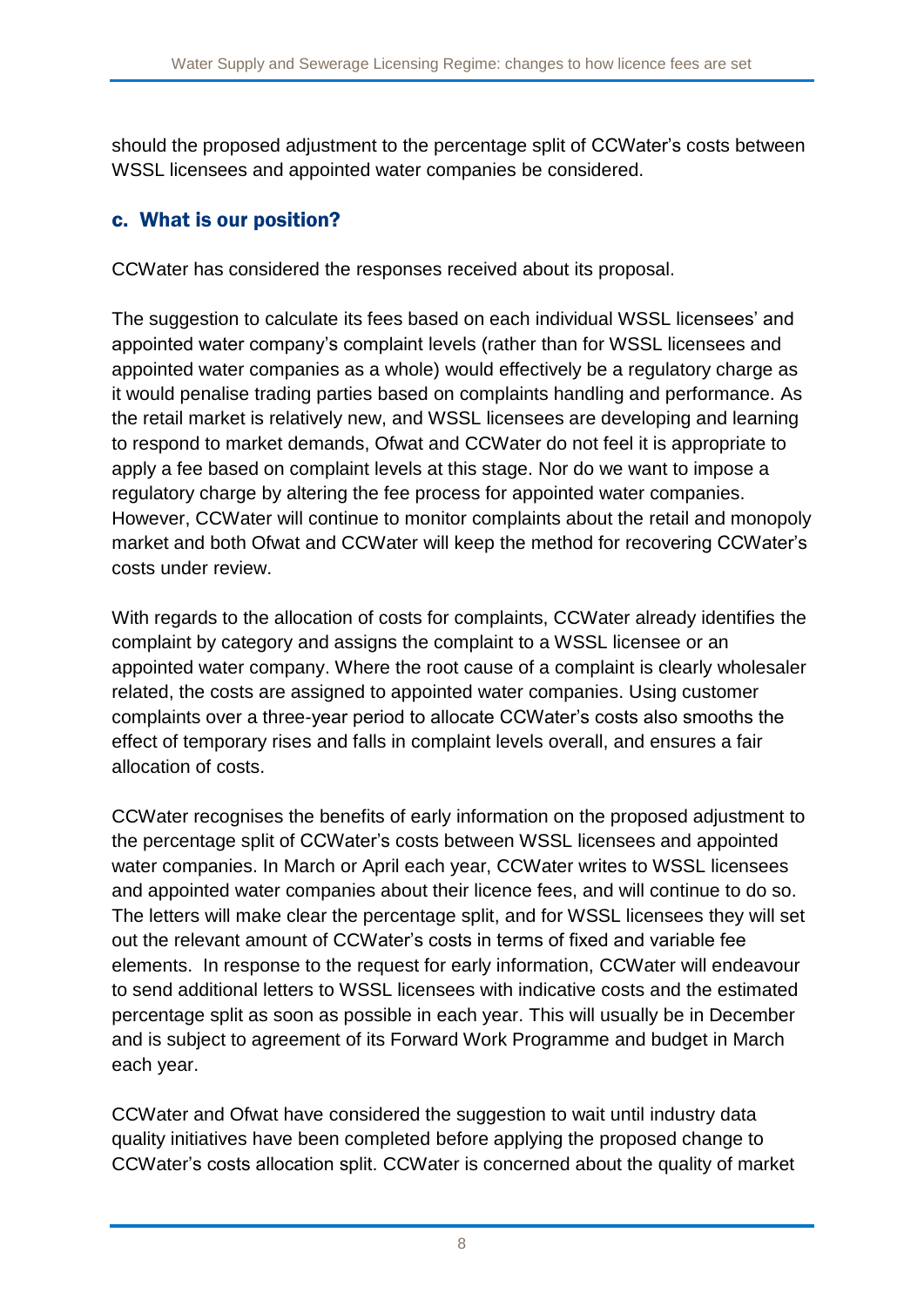should the proposed adjustment to the percentage split of CCWater's costs between WSSL licensees and appointed water companies be considered.

## c. What is our position?

CCWater has considered the responses received about its proposal.

The suggestion to calculate its fees based on each individual WSSL licensees' and appointed water company's complaint levels (rather than for WSSL licensees and appointed water companies as a whole) would effectively be a regulatory charge as it would penalise trading parties based on complaints handling and performance. As the retail market is relatively new, and WSSL licensees are developing and learning to respond to market demands, Ofwat and CCWater do not feel it is appropriate to apply a fee based on complaint levels at this stage. Nor do we want to impose a regulatory charge by altering the fee process for appointed water companies. However, CCWater will continue to monitor complaints about the retail and monopoly market and both Ofwat and CCWater will keep the method for recovering CCWater's costs under review.

With regards to the allocation of costs for complaints, CCWater already identifies the complaint by category and assigns the complaint to a WSSL licensee or an appointed water company. Where the root cause of a complaint is clearly wholesaler related, the costs are assigned to appointed water companies. Using customer complaints over a three-year period to allocate CCWater's costs also smooths the effect of temporary rises and falls in complaint levels overall, and ensures a fair allocation of costs.

CCWater recognises the benefits of early information on the proposed adjustment to the percentage split of CCWater's costs between WSSL licensees and appointed water companies. In March or April each year, CCWater writes to WSSL licensees and appointed water companies about their licence fees, and will continue to do so. The letters will make clear the percentage split, and for WSSL licensees they will set out the relevant amount of CCWater's costs in terms of fixed and variable fee elements. In response to the request for early information, CCWater will endeavour to send additional letters to WSSL licensees with indicative costs and the estimated percentage split as soon as possible in each year. This will usually be in December and is subject to agreement of its Forward Work Programme and budget in March each year.

CCWater and Ofwat have considered the suggestion to wait until industry data quality initiatives have been completed before applying the proposed change to CCWater's costs allocation split. CCWater is concerned about the quality of market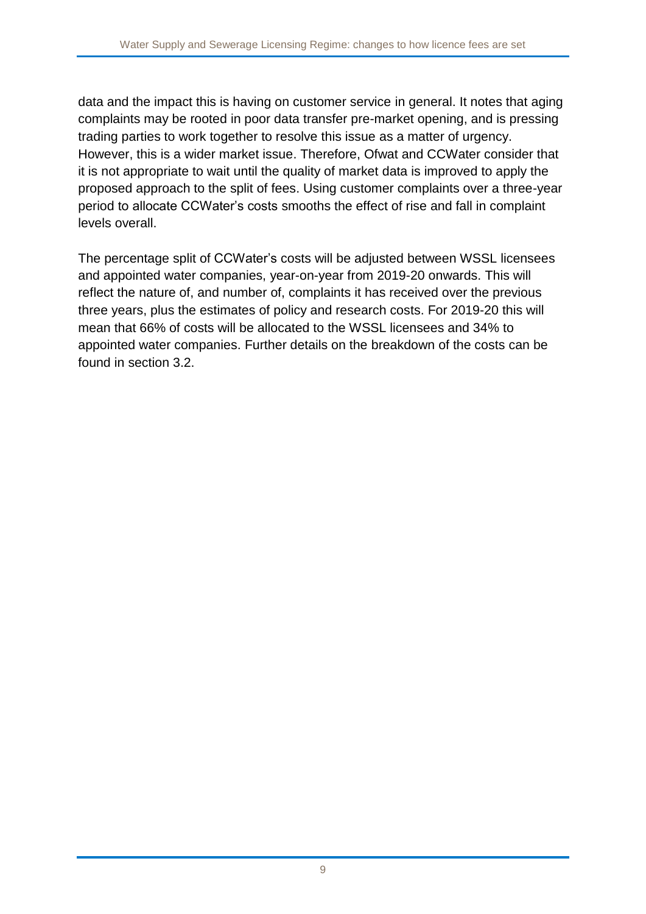data and the impact this is having on customer service in general. It notes that aging complaints may be rooted in poor data transfer pre-market opening, and is pressing trading parties to work together to resolve this issue as a matter of urgency. However, this is a wider market issue. Therefore, Ofwat and CCWater consider that it is not appropriate to wait until the quality of market data is improved to apply the proposed approach to the split of fees. Using customer complaints over a three-year period to allocate CCWater's costs smooths the effect of rise and fall in complaint levels overall.

The percentage split of CCWater's costs will be adjusted between WSSL licensees and appointed water companies, year-on-year from 2019-20 onwards. This will reflect the nature of, and number of, complaints it has received over the previous three years, plus the estimates of policy and research costs. For 2019-20 this will mean that 66% of costs will be allocated to the WSSL licensees and 34% to appointed water companies. Further details on the breakdown of the costs can be found in section 3.2.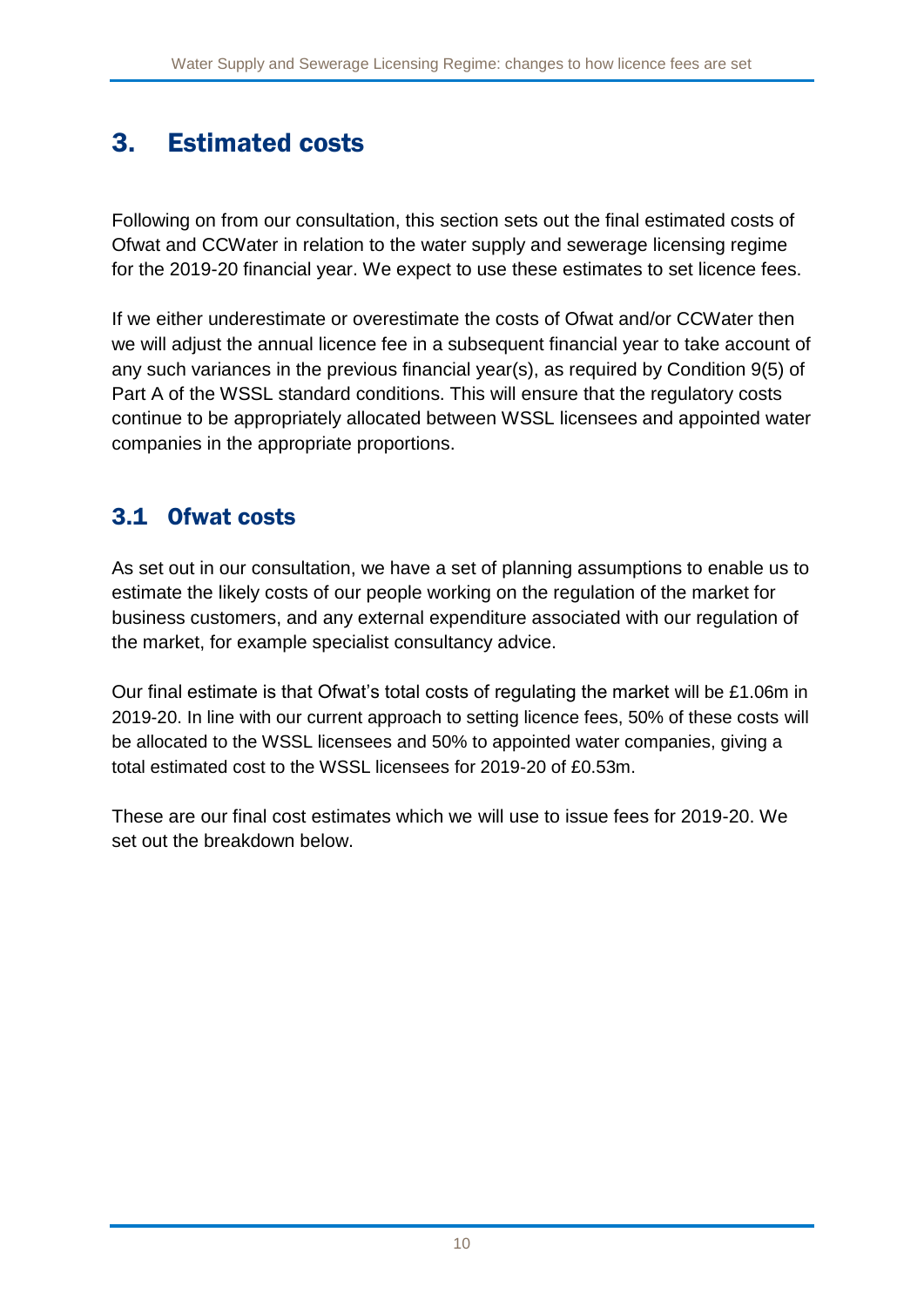## 3. Estimated costs

Following on from our consultation, this section sets out the final estimated costs of Ofwat and CCWater in relation to the water supply and sewerage licensing regime for the 2019-20 financial year. We expect to use these estimates to set licence fees.

If we either underestimate or overestimate the costs of Ofwat and/or CCWater then we will adjust the annual licence fee in a subsequent financial year to take account of any such variances in the previous financial year(s), as required by Condition 9(5) of Part A of the WSSL standard conditions. This will ensure that the regulatory costs continue to be appropriately allocated between WSSL licensees and appointed water companies in the appropriate proportions.

### 3.1 Ofwat costs

As set out in our consultation, we have a set of planning assumptions to enable us to estimate the likely costs of our people working on the regulation of the market for business customers, and any external expenditure associated with our regulation of the market, for example specialist consultancy advice.

Our final estimate is that Ofwat's total costs of regulating the market will be £1.06m in 2019-20. In line with our current approach to setting licence fees, 50% of these costs will be allocated to the WSSL licensees and 50% to appointed water companies, giving a total estimated cost to the WSSL licensees for 2019-20 of £0.53m.

These are our final cost estimates which we will use to issue fees for 2019-20. We set out the breakdown below.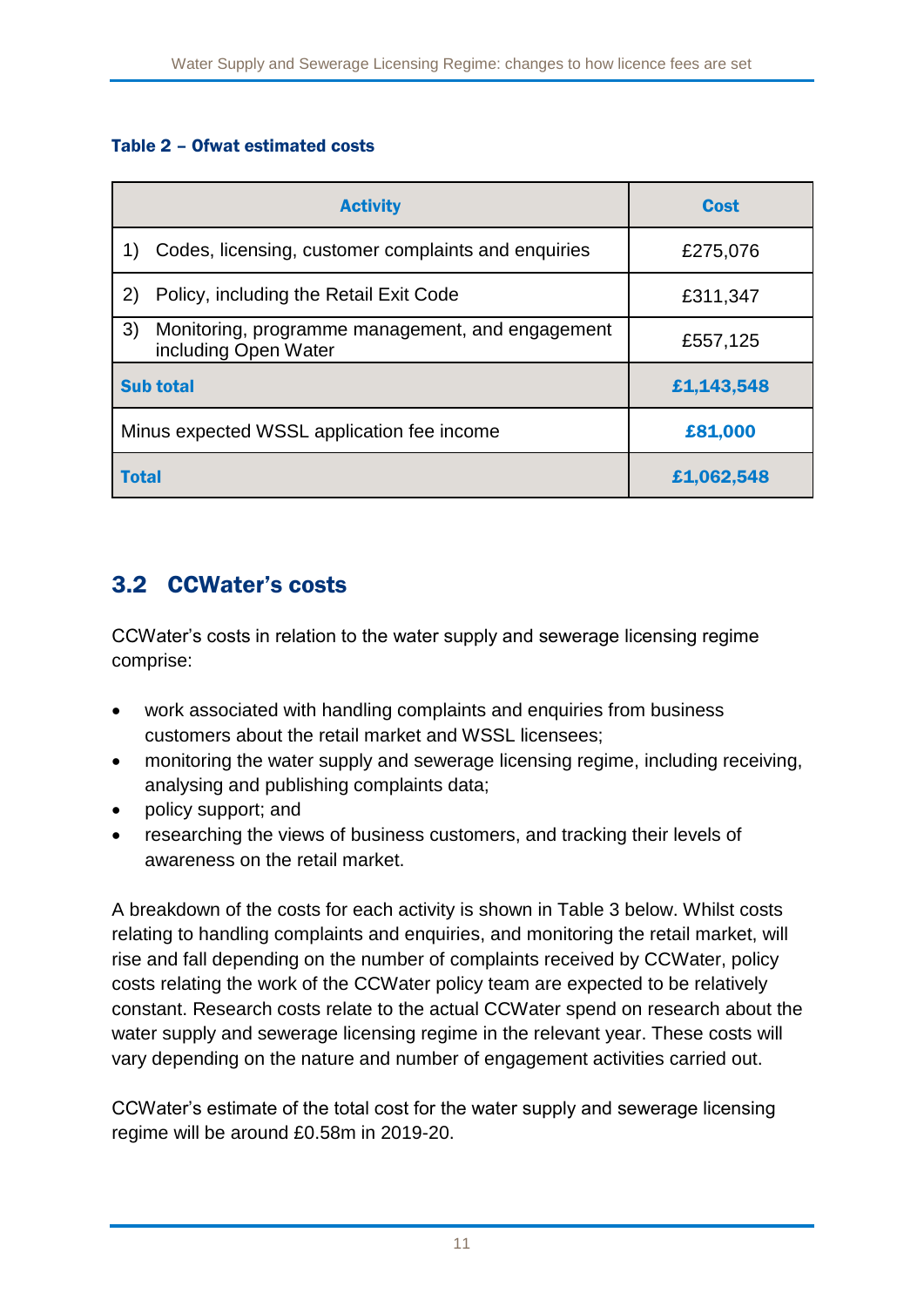**Table 2 – Ofwat estimated costs**

| Activity | Cost |
|---|---|
| 1) Codes, licensing, customer complaints and enquiries | £275,076 |
| 2) Policy, including the Retail Exit Code | £311,347 |
| 3) Monitoring, programme management, and engagement including Open Water | £557,125 |
| **Sub total** | **£1,143,548** |
| Minus expected WSSL application fee income | **£81,000** |
| **Total** | **£1,062,548** |

## 3.2 CCWater's costs

CCWater's costs in relation to the water supply and sewerage licensing regime comprise:

- work associated with handling complaints and enquiries from business customers about the retail market and WSSL licensees;
- monitoring the water supply and sewerage licensing regime, including receiving, analysing and publishing complaints data;
- policy support; and
- researching the views of business customers, and tracking their levels of awareness on the retail market.

A breakdown of the costs for each activity is shown in Table 3 below. Whilst costs relating to handling complaints and enquiries, and monitoring the retail market, will rise and fall depending on the number of complaints received by CCWater, policy costs relating the work of the CCWater policy team are expected to be relatively constant. Research costs relate to the actual CCWater spend on research about the water supply and sewerage licensing regime in the relevant year. These costs will vary depending on the nature and number of engagement activities carried out.

CCWater's estimate of the total cost for the water supply and sewerage licensing regime will be around £0.58m in 2019-20.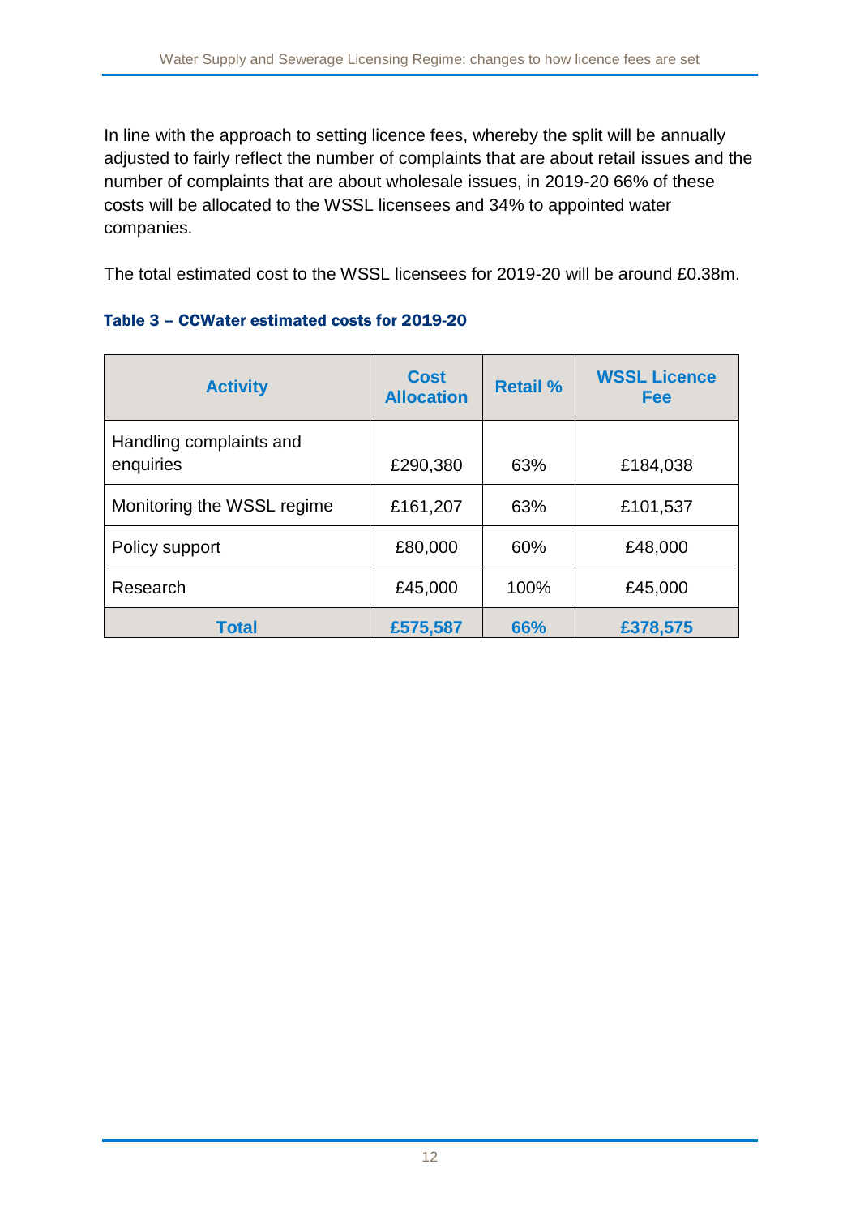In line with the approach to setting licence fees, whereby the split will be annually adjusted to fairly reflect the number of complaints that are about retail issues and the number of complaints that are about wholesale issues, in 2019-20 66% of these costs will be allocated to the WSSL licensees and 34% to appointed water companies.

The total estimated cost to the WSSL licensees for 2019-20 will be around £0.38m.

### Table 3 – CCWater estimated costs for 2019-20

| Activity | Cost Allocation | Retail % | WSSL Licence Fee |
|---|---|---|---|
| Handling complaints and enquiries | £290,380 | 63% | £184,038 |
| Monitoring the WSSL regime | £161,207 | 63% | £101,537 |
| Policy support | £80,000 | 60% | £48,000 |
| Research | £45,000 | 100% | £45,000 |
| **Total** | **£575,587** | **66%** | **£378,575** |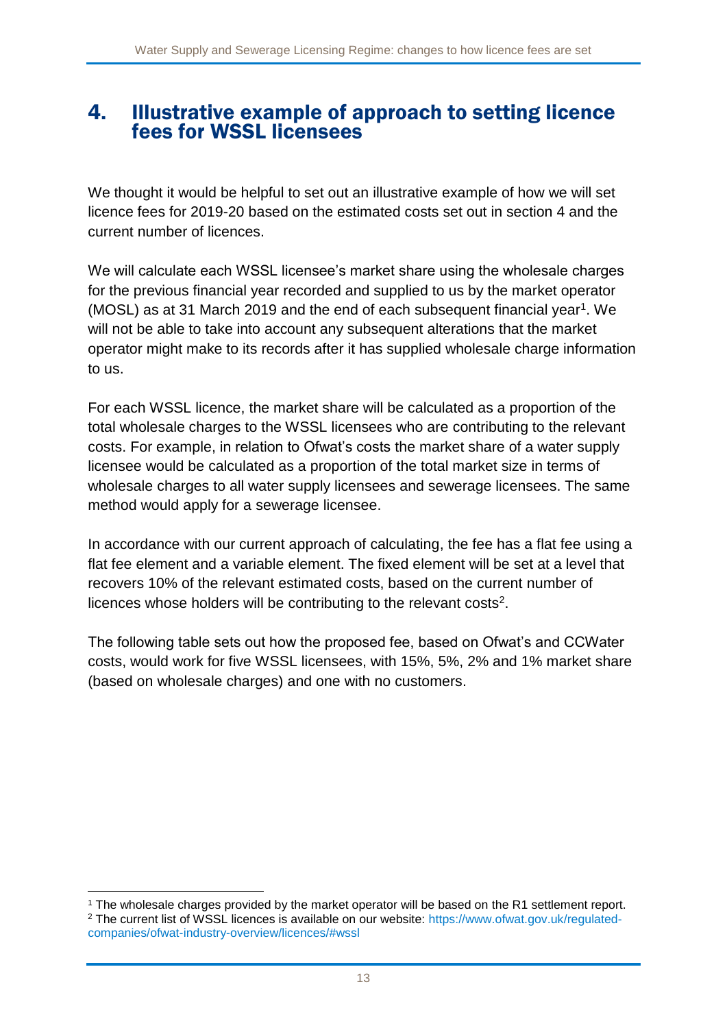# 4. Illustrative example of approach to setting licence fees for WSSL licensees

We thought it would be helpful to set out an illustrative example of how we will set licence fees for 2019-20 based on the estimated costs set out in section 4 and the current number of licences.

We will calculate each WSSL licensee's market share using the wholesale charges for the previous financial year recorded and supplied to us by the market operator (MOSL) as at 31 March 2019 and the end of each subsequent financial year[1]. We will not be able to take into account any subsequent alterations that the market operator might make to its records after it has supplied wholesale charge information to us.

For each WSSL licence, the market share will be calculated as a proportion of the total wholesale charges to the WSSL licensees who are contributing to the relevant costs. For example, in relation to Ofwat's costs the market share of a water supply licensee would be calculated as a proportion of the total market size in terms of wholesale charges to all water supply licensees and sewerage licensees. The same method would apply for a sewerage licensee.

In accordance with our current approach of calculating, the fee has a flat fee using a flat fee element and a variable element. The fixed element will be set at a level that recovers 10% of the relevant estimated costs, based on the current number of licences whose holders will be contributing to the relevant costs[2].

The following table sets out how the proposed fee, based on Ofwat's and CCWater costs, would work for five WSSL licensees, with 15%, 5%, 2% and 1% market share (based on wholesale charges) and one with no customers.

[1] The wholesale charges provided by the market operator will be based on the R1 settlement report.

[2] The current list of WSSL licences is available on our website: https://www.ofwat.gov.uk/regulated-companies/ofwat-industry-overview/licences/#wssl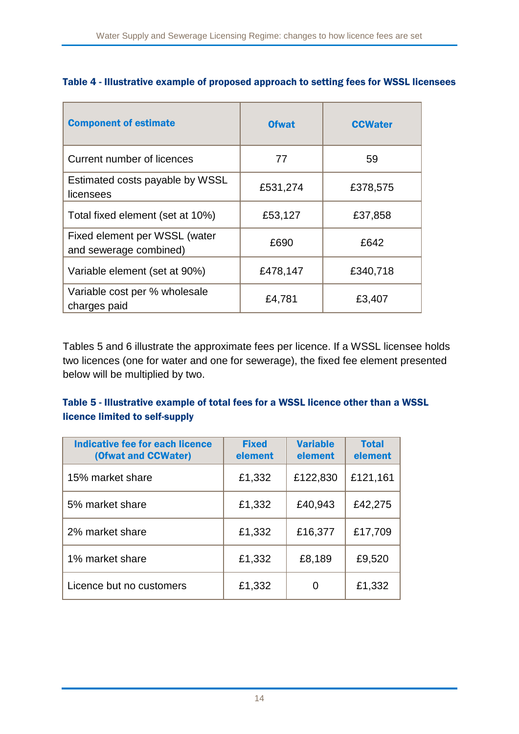**Table 4 - Illustrative example of proposed approach to setting fees for WSSL licensees**

| Component of estimate | Ofwat | CCWater |
|---|---|---|
| Current number of licences | 77 | 59 |
| Estimated costs payable by WSSL licensees | £531,274 | £378,575 |
| Total fixed element (set at 10%) | £53,127 | £37,858 |
| Fixed element per WSSL (water and sewerage combined) | £690 | £642 |
| Variable element (set at 90%) | £478,147 | £340,718 |
| Variable cost per % wholesale charges paid | £4,781 | £3,407 |

Tables 5 and 6 illustrate the approximate fees per licence. If a WSSL licensee holds two licences (one for water and one for sewerage), the fixed fee element presented below will be multiplied by two.

**Table 5 - Illustrative example of total fees for a WSSL licence other than a WSSL licence limited to self-supply**

| Indicative fee for each licence (Ofwat and CCWater) | Fixed element | Variable element | Total element |
|---|---|---|---|
| 15% market share | £1,332 | £122,830 | £121,161 |
| 5% market share | £1,332 | £40,943 | £42,275 |
| 2% market share | £1,332 | £16,377 | £17,709 |
| 1% market share | £1,332 | £8,189 | £9,520 |
| Licence but no customers | £1,332 | 0 | £1,332 |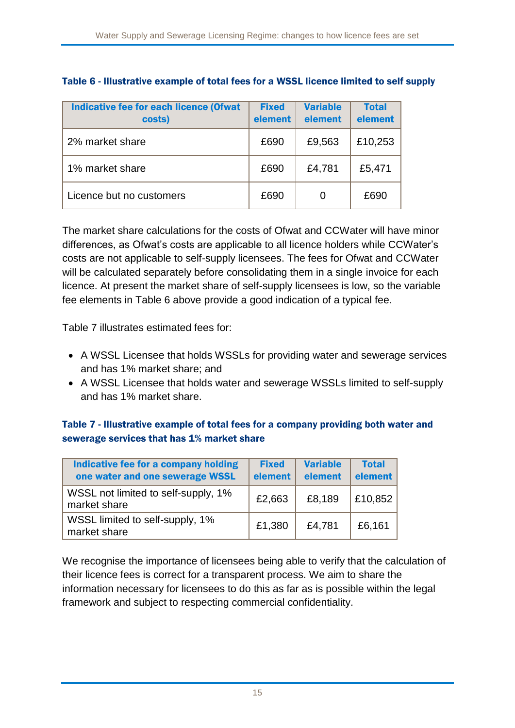**Table 6 - Illustrative example of total fees for a WSSL licence limited to self supply**

| Indicative fee for each licence (Ofwat costs) | Fixed element | Variable element | Total element |
|---|---|---|---|
| 2% market share | £690 | £9,563 | £10,253 |
| 1% market share | £690 | £4,781 | £5,471 |
| Licence but no customers | £690 | 0 | £690 |

The market share calculations for the costs of Ofwat and CCWater will have minor differences, as Ofwat's costs are applicable to all licence holders while CCWater's costs are not applicable to self-supply licensees. The fees for Ofwat and CCWater will be calculated separately before consolidating them in a single invoice for each licence. At present the market share of self-supply licensees is low, so the variable fee elements in Table 6 above provide a good indication of a typical fee.

Table 7 illustrates estimated fees for:

- A WSSL Licensee that holds WSSLs for providing water and sewerage services and has 1% market share; and
- A WSSL Licensee that holds water and sewerage WSSLs limited to self-supply and has 1% market share.

**Table 7 - Illustrative example of total fees for a company providing both water and sewerage services that has 1% market share**

| Indicative fee for a company holding one water and one sewerage WSSL | Fixed element | Variable element | Total element |
|---|---|---|---|
| WSSL not limited to self-supply, 1% market share | £2,663 | £8,189 | £10,852 |
| WSSL limited to self-supply, 1% market share | £1,380 | £4,781 | £6,161 |

We recognise the importance of licensees being able to verify that the calculation of their licence fees is correct for a transparent process. We aim to share the information necessary for licensees to do this as far as is possible within the legal framework and subject to respecting commercial confidentiality.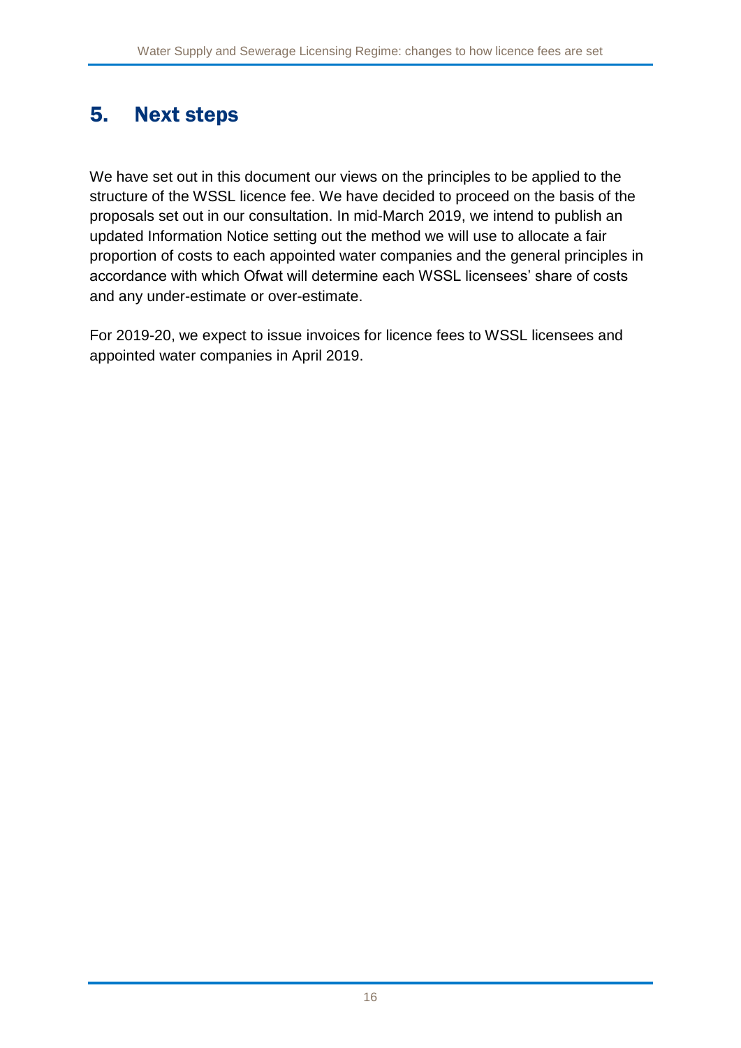## 5. Next steps

We have set out in this document our views on the principles to be applied to the structure of the WSSL licence fee. We have decided to proceed on the basis of the proposals set out in our consultation. In mid-March 2019, we intend to publish an updated Information Notice setting out the method we will use to allocate a fair proportion of costs to each appointed water companies and the general principles in accordance with which Ofwat will determine each WSSL licensees' share of costs and any under-estimate or over-estimate.

For 2019-20, we expect to issue invoices for licence fees to WSSL licensees and appointed water companies in April 2019.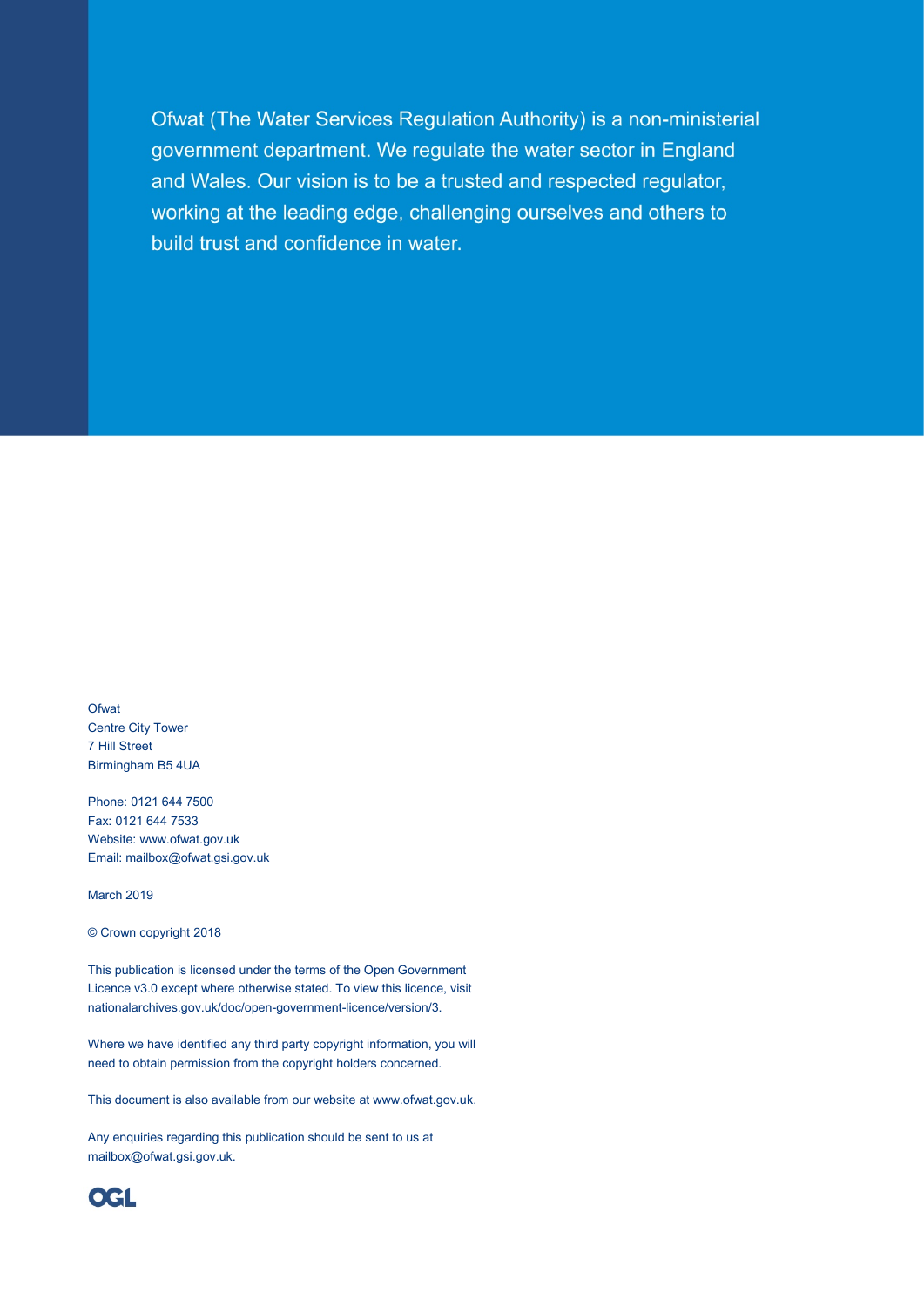Ofwat (The Water Services Regulation Authority) is a non-ministerial government department. We regulate the water sector in England and Wales. Our vision is to be a trusted and respected regulator, working at the leading edge, challenging ourselves and others to build trust and confidence in water.

Ofwat
Centre City Tower
7 Hill Street
Birmingham B5 4UA

Phone: 0121 644 7500
Fax: 0121 644 7533
Website: www.ofwat.gov.uk
Email: mailbox@ofwat.gsi.gov.uk

March 2019

© Crown copyright 2018

This publication is licensed under the terms of the Open Government Licence v3.0 except where otherwise stated. To view this licence, visit nationalarchives.gov.uk/doc/open-government-licence/version/3.

Where we have identified any third party copyright information, you will need to obtain permission from the copyright holders concerned.

This document is also available from our website at www.ofwat.gov.uk.

Any enquiries regarding this publication should be sent to us at mailbox@ofwat.gsi.gov.uk.

OGL